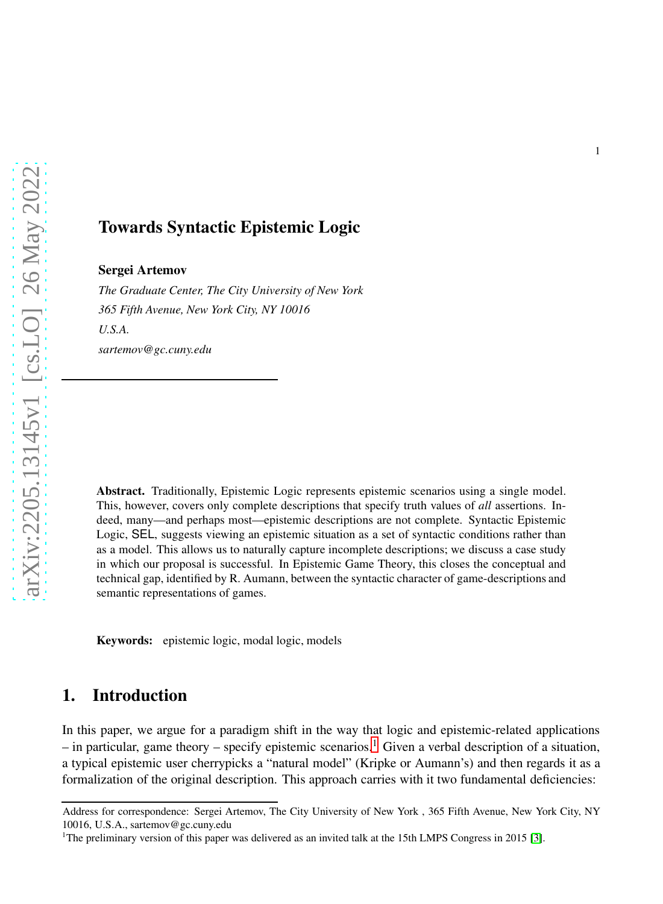# Towards Syntactic Epistemic Logic

**Sergei Artemov**

*The Graduate Center, The City University of New York*
*365 Fifth Avenue, New York City, NY 10016*
*U.S.A.*
*sartemov@gc.cuny.edu*

---

**Abstract.** Traditionally, Epistemic Logic represents epistemic scenarios using a single model. This, however, covers only complete descriptions that specify truth values of *all* assertions. Indeed, many—and perhaps most—epistemic descriptions are not complete. Syntactic Epistemic Logic, SEL, suggests viewing an epistemic situation as a set of syntactic conditions rather than as a model. This allows us to naturally capture incomplete descriptions; we discuss a case study in which our proposal is successful. In Epistemic Game Theory, this closes the conceptual and technical gap, identified by R. Aumann, between the syntactic character of game-descriptions and semantic representations of games.

**Keywords:** epistemic logic, modal logic, models

## 1. Introduction

In this paper, we argue for a paradigm shift in the way that logic and epistemic-related applications – in particular, game theory – specify epistemic scenarios.[1] Given a verbal description of a situation, a typical epistemic user cherrypicks a "natural model" (Kripke or Aumann's) and then regards it as a formalization of the original description. This approach carries with it two fundamental deficiencies:

---

Address for correspondence: Sergei Artemov, The City University of New York , 365 Fifth Avenue, New York City, NY 10016, U.S.A., sartemov@gc.cuny.edu

[1] The preliminary version of this paper was delivered as an invited talk at the 15th LMPS Congress in 2015 [3].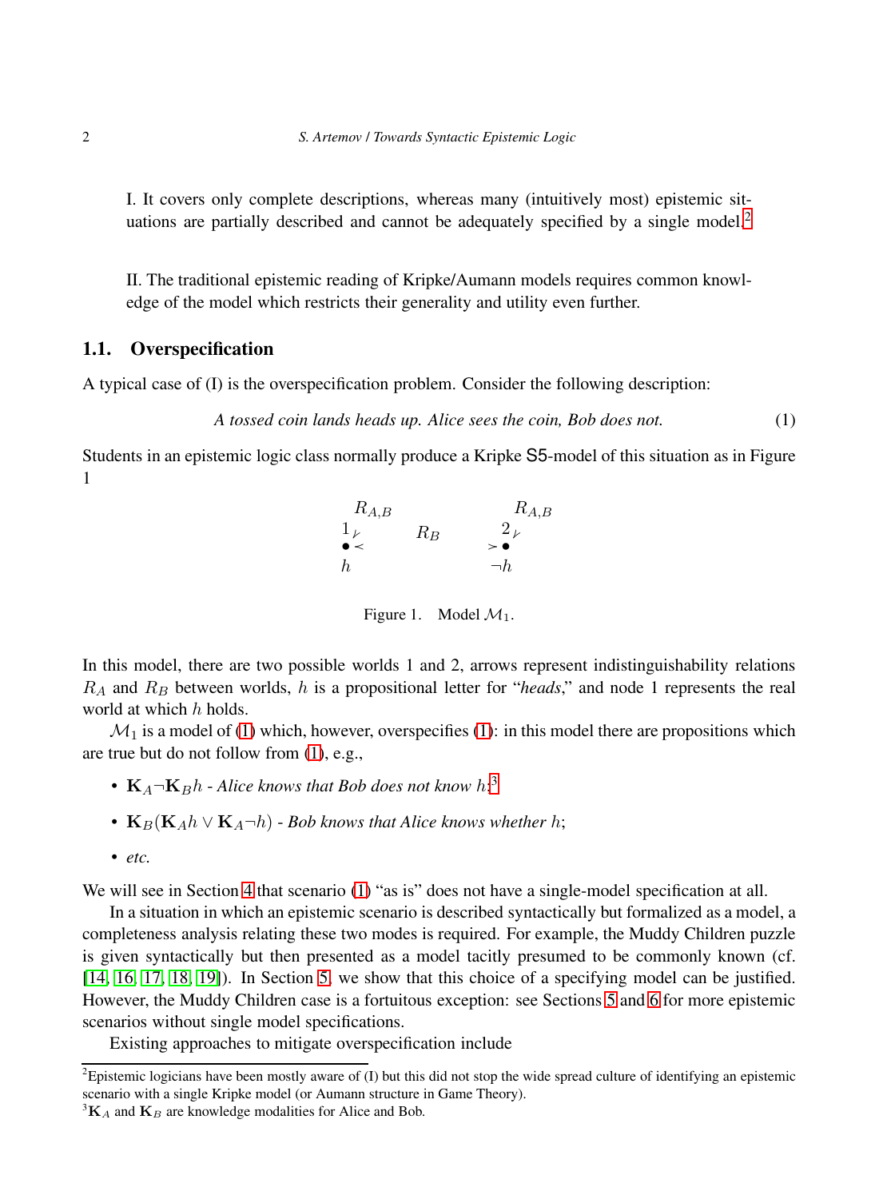I. It covers only complete descriptions, whereas many (intuitively most) epistemic situations are partially described and cannot be adequately specified by a single model.[2]

II. The traditional epistemic reading of Kripke/Aumann models requires common knowledge of the model which restricts their generality and utility even further.

### 1.1. Overspecification

A typical case of (I) is the overspecification problem. Consider the following description:

$$\textit{A tossed coin lands heads up. Alice sees the coin, Bob does not.} \tag{1}$$

Students in an epistemic logic class normally produce a Kripke S5-model of this situation as in Figure 1

$R_{A,B}$ &nbsp;&nbsp;&nbsp;&nbsp;&nbsp;&nbsp;&nbsp;&nbsp;&nbsp;&nbsp;&nbsp;&nbsp; $R_{A,B}$

$1$ &nbsp;&nbsp;&nbsp;&nbsp;&nbsp;&nbsp; $R_B$ &nbsp;&nbsp;&nbsp;&nbsp;&nbsp;&nbsp; $2$

$h$ &nbsp;&nbsp;&nbsp;&nbsp;&nbsp;&nbsp;&nbsp;&nbsp;&nbsp;&nbsp;&nbsp;&nbsp;&nbsp;&nbsp;&nbsp;&nbsp;&nbsp;&nbsp; $\neg h$

Figure 1. Model $\mathcal{M}_1$.

In this model, there are two possible worlds 1 and 2, arrows represent indistinguishability relations $R_A$ and $R_B$ between worlds, $h$ is a propositional letter for "*heads*," and node 1 represents the real world at which $h$ holds.

$\mathcal{M}_1$ is a model of (1) which, however, overspecifies (1): in this model there are propositions which are true but do not follow from (1), e.g.,

- $\mathbf{K}_A\neg\mathbf{K}_B h$ - *Alice knows that Bob does not know* $h$;[3]
- $\mathbf{K}_B(\mathbf{K}_A h \vee \mathbf{K}_A\neg h)$ - *Bob knows that Alice knows whether* $h$;
- *etc.*

We will see in Section 4 that scenario (1) "as is" does not have a single-model specification at all.

In a situation in which an epistemic scenario is described syntactically but formalized as a model, a completeness analysis relating these two modes is required. For example, the Muddy Children puzzle is given syntactically but then presented as a model tacitly presumed to be commonly known (cf. [14, 16, 17, 18, 19]). In Section 5, we show that this choice of a specifying model can be justified. However, the Muddy Children case is a fortuitous exception: see Sections 5 and 6 for more epistemic scenarios without single model specifications.

Existing approaches to mitigate overspecification include

[2] Epistemic logicians have been mostly aware of (I) but this did not stop the wide spread culture of identifying an epistemic scenario with a single Kripke model (or Aumann structure in Game Theory).

[3] $\mathbf{K}_A$ and $\mathbf{K}_B$ are knowledge modalities for Alice and Bob.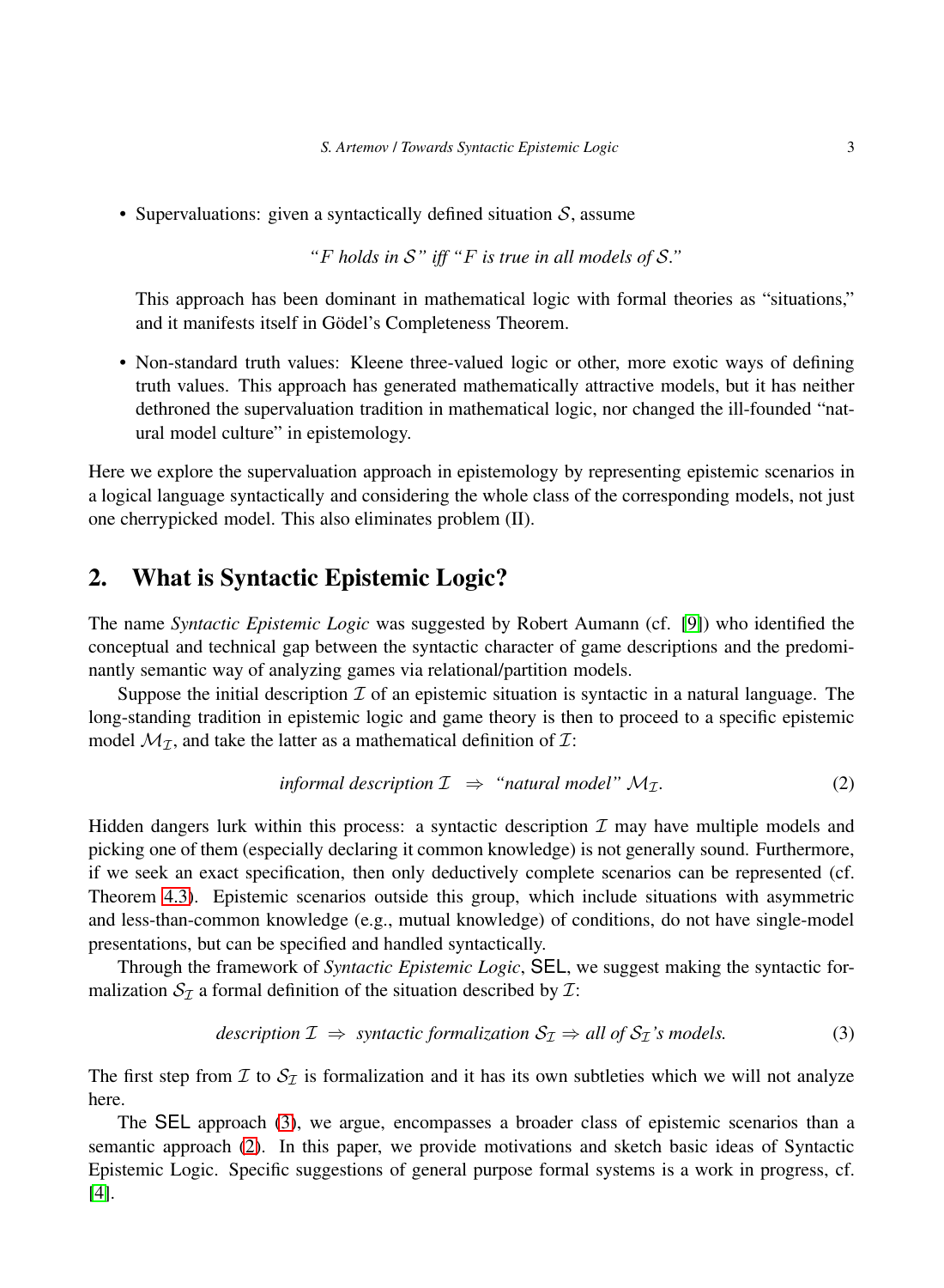- Supervaluations: given a syntactically defined situation $\mathcal{S}$, assume

  *"$F$ holds in $\mathcal{S}$" iff "$F$ is true in all models of $\mathcal{S}$."*

  This approach has been dominant in mathematical logic with formal theories as "situations," and it manifests itself in Gödel's Completeness Theorem.

- Non-standard truth values: Kleene three-valued logic or other, more exotic ways of defining truth values. This approach has generated mathematically attractive models, but it has neither dethroned the supervaluation tradition in mathematical logic, nor changed the ill-founded "natural model culture" in epistemology.

Here we explore the supervaluation approach in epistemology by representing epistemic scenarios in a logical language syntactically and considering the whole class of the corresponding models, not just one cherrypicked model. This also eliminates problem (II).

## 2. What is Syntactic Epistemic Logic?

The name *Syntactic Epistemic Logic* was suggested by Robert Aumann (cf. [9]) who identified the conceptual and technical gap between the syntactic character of game descriptions and the predominantly semantic way of analyzing games via relational/partition models.

Suppose the initial description $\mathcal{I}$ of an epistemic situation is syntactic in a natural language. The long-standing tradition in epistemic logic and game theory is then to proceed to a specific epistemic model $\mathcal{M}_{\mathcal{I}}$, and take the latter as a mathematical definition of $\mathcal{I}$:

$$\textit{informal description } \mathcal{I} \ \Rightarrow \ \textit{"natural model" } \mathcal{M}_{\mathcal{I}}. \tag{2}$$

Hidden dangers lurk within this process: a syntactic description $\mathcal{I}$ may have multiple models and picking one of them (especially declaring it common knowledge) is not generally sound. Furthermore, if we seek an exact specification, then only deductively complete scenarios can be represented (cf. Theorem 4.3). Epistemic scenarios outside this group, which include situations with asymmetric and less-than-common knowledge (e.g., mutual knowledge) of conditions, do not have single-model presentations, but can be specified and handled syntactically.

Through the framework of *Syntactic Epistemic Logic*, SEL, we suggest making the syntactic formalization $\mathcal{S}_{\mathcal{I}}$ a formal definition of the situation described by $\mathcal{I}$:

$$\textit{description } \mathcal{I} \ \Rightarrow \ \textit{syntactic formalization } \mathcal{S}_{\mathcal{I}} \Rightarrow \textit{all of } \mathcal{S}_{\mathcal{I}}\textit{'s models.} \tag{3}$$

The first step from $\mathcal{I}$ to $\mathcal{S}_{\mathcal{I}}$ is formalization and it has its own subtleties which we will not analyze here.

The SEL approach (3), we argue, encompasses a broader class of epistemic scenarios than a semantic approach (2). In this paper, we provide motivations and sketch basic ideas of Syntactic Epistemic Logic. Specific suggestions of general purpose formal systems is a work in progress, cf. [4].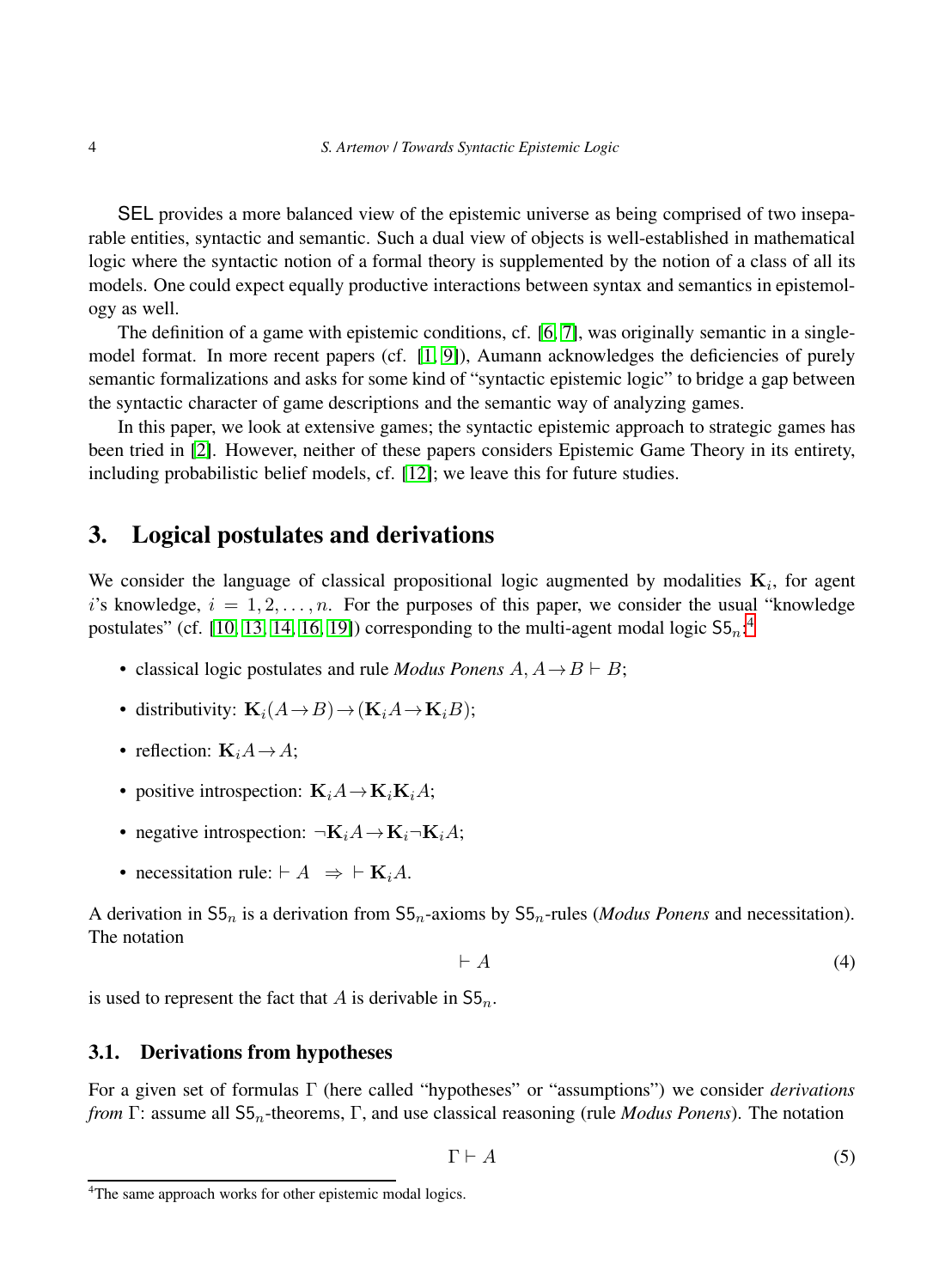SEL provides a more balanced view of the epistemic universe as being comprised of two inseparable entities, syntactic and semantic. Such a dual view of objects is well-established in mathematical logic where the syntactic notion of a formal theory is supplemented by the notion of a class of all its models. One could expect equally productive interactions between syntax and semantics in epistemology as well.

The definition of a game with epistemic conditions, cf. [6, 7], was originally semantic in a single-model format. In more recent papers (cf. [1, 9]), Aumann acknowledges the deficiencies of purely semantic formalizations and asks for some kind of "syntactic epistemic logic" to bridge a gap between the syntactic character of game descriptions and the semantic way of analyzing games.

In this paper, we look at extensive games; the syntactic epistemic approach to strategic games has been tried in [2]. However, neither of these papers considers Epistemic Game Theory in its entirety, including probabilistic belief models, cf. [12]; we leave this for future studies.

## 3. Logical postulates and derivations

We consider the language of classical propositional logic augmented by modalities $\mathbf{K}_i$, for agent $i$'s knowledge, $i = 1, 2, \ldots, n$. For the purposes of this paper, we consider the usual "knowledge postulates" (cf. [10, 13, 14, 16, 19]) corresponding to the multi-agent modal logic $\mathsf{S5}_n$:[4]

- classical logic postulates and rule *Modus Ponens* $A, A \rightarrow B \vdash B$;
- distributivity: $\mathbf{K}_i(A \rightarrow B) \rightarrow (\mathbf{K}_i A \rightarrow \mathbf{K}_i B)$;
- reflection: $\mathbf{K}_i A \rightarrow A$;
- positive introspection: $\mathbf{K}_i A \rightarrow \mathbf{K}_i \mathbf{K}_i A$;
- negative introspection: $\neg \mathbf{K}_i A \rightarrow \mathbf{K}_i \neg \mathbf{K}_i A$;
- necessitation rule: $\vdash A \ \Rightarrow \ \vdash \mathbf{K}_i A$.

A derivation in $\mathsf{S5}_n$ is a derivation from $\mathsf{S5}_n$-axioms by $\mathsf{S5}_n$-rules (*Modus Ponens* and necessitation). The notation

$$\vdash A \tag{4}$$

is used to represent the fact that $A$ is derivable in $\mathsf{S5}_n$.

### 3.1. Derivations from hypotheses

For a given set of formulas $\Gamma$ (here called "hypotheses" or "assumptions") we consider *derivations from* $\Gamma$: assume all $\mathsf{S5}_n$-theorems, $\Gamma$, and use classical reasoning (rule *Modus Ponens*). The notation

$$\Gamma \vdash A \tag{5}$$

[4] The same approach works for other epistemic modal logics.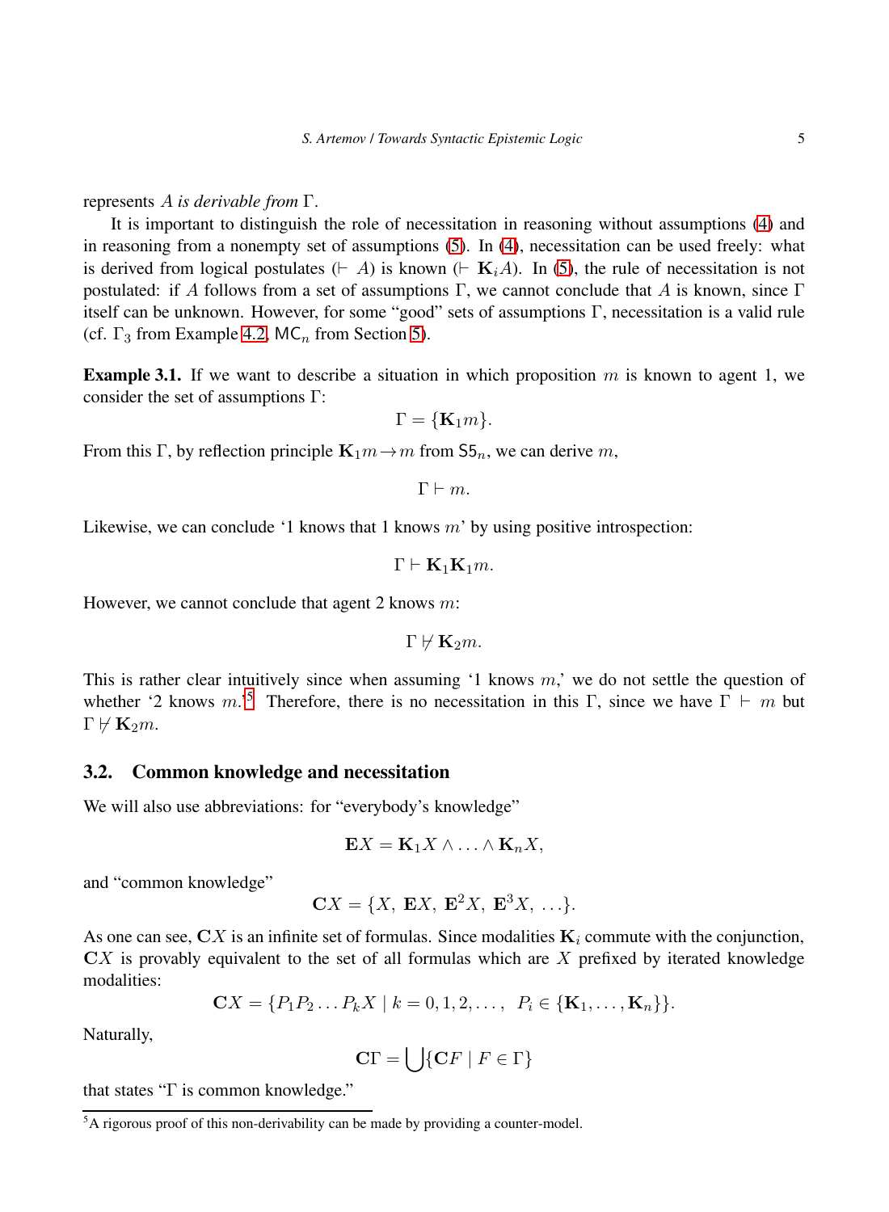represents $A$ *is derivable from* $\Gamma$.

It is important to distinguish the role of necessitation in reasoning without assumptions (4) and in reasoning from a nonempty set of assumptions (5). In (4), necessitation can be used freely: what is derived from logical postulates ($\vdash A$) is known ($\vdash \mathbf{K}_i A$). In (5), the rule of necessitation is not postulated: if $A$ follows from a set of assumptions $\Gamma$, we cannot conclude that $A$ is known, since $\Gamma$ itself can be unknown. However, for some "good" sets of assumptions $\Gamma$, necessitation is a valid rule (cf. $\Gamma_3$ from Example 4.2, $\mathsf{MC}_n$ from Section 5).

**Example 3.1.** If we want to describe a situation in which proposition $m$ is known to agent 1, we consider the set of assumptions $\Gamma$:

$$\Gamma = \{\mathbf{K}_1 m\}.$$

From this $\Gamma$, by reflection principle $\mathbf{K}_1 m \rightarrow m$ from $\mathsf{S5}_n$, we can derive $m$,

$$\Gamma \vdash m.$$

Likewise, we can conclude '1 knows that 1 knows $m$' by using positive introspection:

$$\Gamma \vdash \mathbf{K}_1\mathbf{K}_1 m.$$

However, we cannot conclude that agent 2 knows $m$:

$$\Gamma \not\vdash \mathbf{K}_2 m.$$

This is rather clear intuitively since when assuming '1 knows $m$,' we do not settle the question of whether '2 knows $m$.'[5] Therefore, there is no necessitation in this $\Gamma$, since we have $\Gamma \vdash m$ but $\Gamma \not\vdash \mathbf{K}_2 m$.

## 3.2. Common knowledge and necessitation

We will also use abbreviations: for "everybody's knowledge"

$$\mathbf{E}X = \mathbf{K}_1 X \wedge \ldots \wedge \mathbf{K}_n X,$$

and "common knowledge"

$$\mathbf{C}X = \{X,\ \mathbf{E}X,\ \mathbf{E}^2 X,\ \mathbf{E}^3 X,\ \ldots\}.$$

As one can see, $\mathbf{C}X$ is an infinite set of formulas. Since modalities $\mathbf{K}_i$ commute with the conjunction, $\mathbf{C}X$ is provably equivalent to the set of all formulas which are $X$ prefixed by iterated knowledge modalities:

$$\mathbf{C}X = \{P_1 P_2 \ldots P_k X \mid k = 0, 1, 2, \ldots,\ \ P_i \in \{\mathbf{K}_1, \ldots, \mathbf{K}_n\}\}.$$

Naturally,

$$\mathbf{C}\Gamma = \bigcup\{\mathbf{C}F \mid F \in \Gamma\}$$

that states "$\Gamma$ is common knowledge."

[5] A rigorous proof of this non-derivability can be made by providing a counter-model.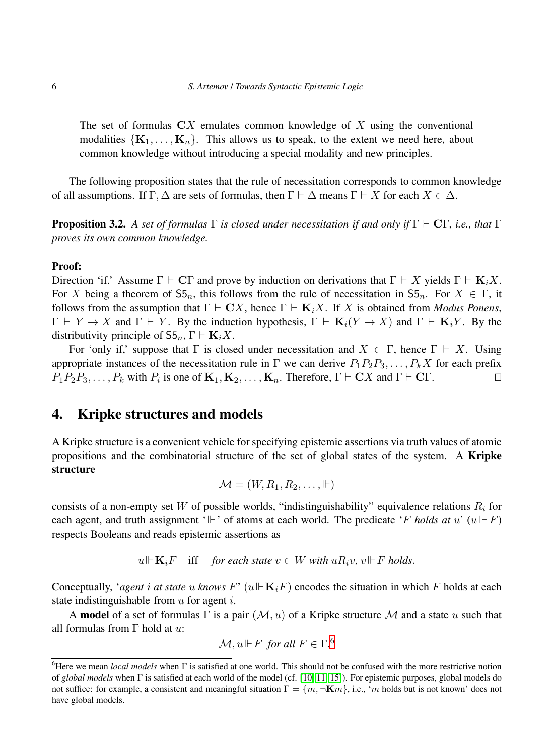The set of formulas $\mathbf{C}X$ emulates common knowledge of $X$ using the conventional modalities $\{\mathbf{K}_1, \ldots, \mathbf{K}_n\}$. This allows us to speak, to the extent we need here, about common knowledge without introducing a special modality and new principles.

The following proposition states that the rule of necessitation corresponds to common knowledge of all assumptions. If $\Gamma, \Delta$ are sets of formulas, then $\Gamma \vdash \Delta$ means $\Gamma \vdash X$ for each $X \in \Delta$.

**Proposition 3.2.** *A set of formulas $\Gamma$ is closed under necessitation if and only if $\Gamma \vdash \mathbf{C}\Gamma$, i.e., that $\Gamma$ proves its own common knowledge.*

**Proof:**
Direction 'if.' Assume $\Gamma \vdash \mathbf{C}\Gamma$ and prove by induction on derivations that $\Gamma \vdash X$ yields $\Gamma \vdash \mathbf{K}_i X$. For $X$ being a theorem of $\mathsf{S5}_n$, this follows from the rule of necessitation in $\mathsf{S5}_n$. For $X \in \Gamma$, it follows from the assumption that $\Gamma \vdash \mathbf{C}X$, hence $\Gamma \vdash \mathbf{K}_i X$. If $X$ is obtained from *Modus Ponens*, $\Gamma \vdash Y \to X$ and $\Gamma \vdash Y$. By the induction hypothesis, $\Gamma \vdash \mathbf{K}_i(Y \to X)$ and $\Gamma \vdash \mathbf{K}_i Y$. By the distributivity principle of $\mathsf{S5}_n$, $\Gamma \vdash \mathbf{K}_i X$.

For 'only if,' suppose that $\Gamma$ is closed under necessitation and $X \in \Gamma$, hence $\Gamma \vdash X$. Using appropriate instances of the necessitation rule in $\Gamma$ we can derive $P_1 P_2 P_3, \ldots, P_k X$ for each prefix $P_1 P_2 P_3, \ldots, P_k$ with $P_i$ is one of $\mathbf{K}_1, \mathbf{K}_2, \ldots, \mathbf{K}_n$. Therefore, $\Gamma \vdash \mathbf{C}X$ and $\Gamma \vdash \mathbf{C}\Gamma$. $\square$

## 4. Kripke structures and models

A Kripke structure is a convenient vehicle for specifying epistemic assertions via truth values of atomic propositions and the combinatorial structure of the set of global states of the system. A **Kripke structure**

$$\mathcal{M} = (W, R_1, R_2, \ldots, \Vdash)$$

consists of a non-empty set $W$ of possible worlds, "indistinguishability" equivalence relations $R_i$ for each agent, and truth assignment '$\Vdash$' of atoms at each world. The predicate '*$F$ holds at $u$*' ($u \Vdash F$) respects Booleans and reads epistemic assertions as

$$u \Vdash \mathbf{K}_i F \quad \text{iff} \quad \textit{for each state } v \in W \textit{ with } uR_i v,\ v \Vdash F \textit{ holds}.$$

Conceptually, '*agent $i$ at state $u$ knows $F$*' ($u \Vdash \mathbf{K}_i F$) encodes the situation in which $F$ holds at each state indistinguishable from $u$ for agent $i$.

A **model** of a set of formulas $\Gamma$ is a pair $(\mathcal{M}, u)$ of a Kripke structure $\mathcal{M}$ and a state $u$ such that all formulas from $\Gamma$ hold at $u$:

$$\mathcal{M}, u \Vdash F \ \textit{ for all } F \in \Gamma.\text{[6]}$$

[6] Here we mean *local models* when $\Gamma$ is satisfied at one world. This should not be confused with the more restrictive notion of *global models* when $\Gamma$ is satisfied at each world of the model (cf. [10, 11, 15]). For epistemic purposes, global models do not suffice: for example, a consistent and meaningful situation $\Gamma = \{m, \neg\mathbf{K}m\}$, i.e., '$m$ holds but is not known' does not have global models.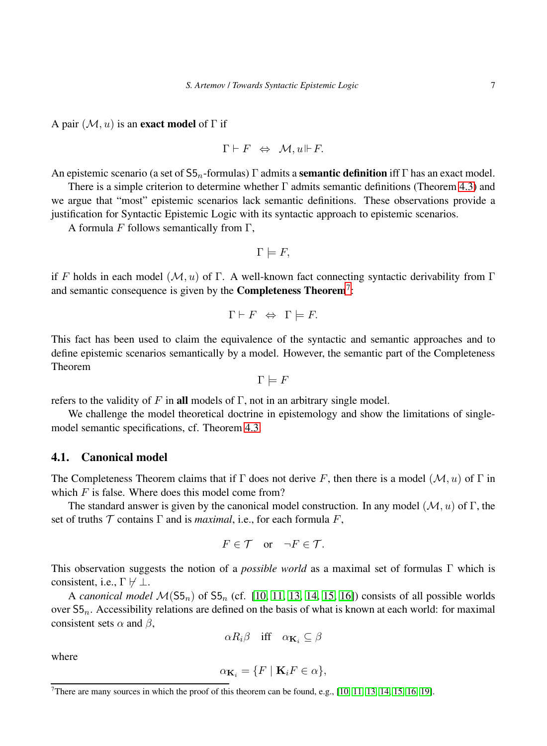A pair $(\mathcal{M}, u)$ is an **exact model** of $\Gamma$ if

$$\Gamma \vdash F \quad \Leftrightarrow \quad \mathcal{M}, u \Vdash F.$$

An epistemic scenario (a set of $\mathsf{S5}_n$-formulas) $\Gamma$ admits a **semantic definition** iff $\Gamma$ has an exact model.

There is a simple criterion to determine whether $\Gamma$ admits semantic definitions (Theorem 4.3) and we argue that "most" epistemic scenarios lack semantic definitions. These observations provide a justification for Syntactic Epistemic Logic with its syntactic approach to epistemic scenarios.

A formula $F$ follows semantically from $\Gamma$,

$$\Gamma \models F,$$

if $F$ holds in each model $(\mathcal{M}, u)$ of $\Gamma$. A well-known fact connecting syntactic derivability from $\Gamma$ and semantic consequence is given by the **Completeness Theorem**[7]:

$$\Gamma \vdash F \quad \Leftrightarrow \quad \Gamma \models F.$$

This fact has been used to claim the equivalence of the syntactic and semantic approaches and to define epistemic scenarios semantically by a model. However, the semantic part of the Completeness Theorem

$$\Gamma \models F$$

refers to the validity of $F$ in **all** models of $\Gamma$, not in an arbitrary single model.

We challenge the model theoretical doctrine in epistemology and show the limitations of single-model semantic specifications, cf. Theorem 4.3.

### 4.1. Canonical model

The Completeness Theorem claims that if $\Gamma$ does not derive $F$, then there is a model $(\mathcal{M}, u)$ of $\Gamma$ in which $F$ is false. Where does this model come from?

The standard answer is given by the canonical model construction. In any model $(\mathcal{M}, u)$ of $\Gamma$, the set of truths $\mathcal{T}$ contains $\Gamma$ and is *maximal*, i.e., for each formula $F$,

$$F \in \mathcal{T} \quad \text{or} \quad \neg F \in \mathcal{T}.$$

This observation suggests the notion of a *possible world* as a maximal set of formulas $\Gamma$ which is consistent, i.e., $\Gamma \nvdash \bot$.

A *canonical model* $\mathcal{M}(\mathsf{S5}_n)$ of $\mathsf{S5}_n$ (cf. [10, 11, 13, 14, 15, 16]) consists of all possible worlds over $\mathsf{S5}_n$. Accessibility relations are defined on the basis of what is known at each world: for maximal consistent sets $\alpha$ and $\beta$,

$$\alpha R_i \beta \quad \text{iff} \quad \alpha_{\mathbf{K}_i} \subseteq \beta$$

where

$$\alpha_{\mathbf{K}_i} = \{F \mid \mathbf{K}_i F \in \alpha\},$$

[7] There are many sources in which the proof of this theorem can be found, e.g., [10, 11, 13, 14, 15, 16, 19].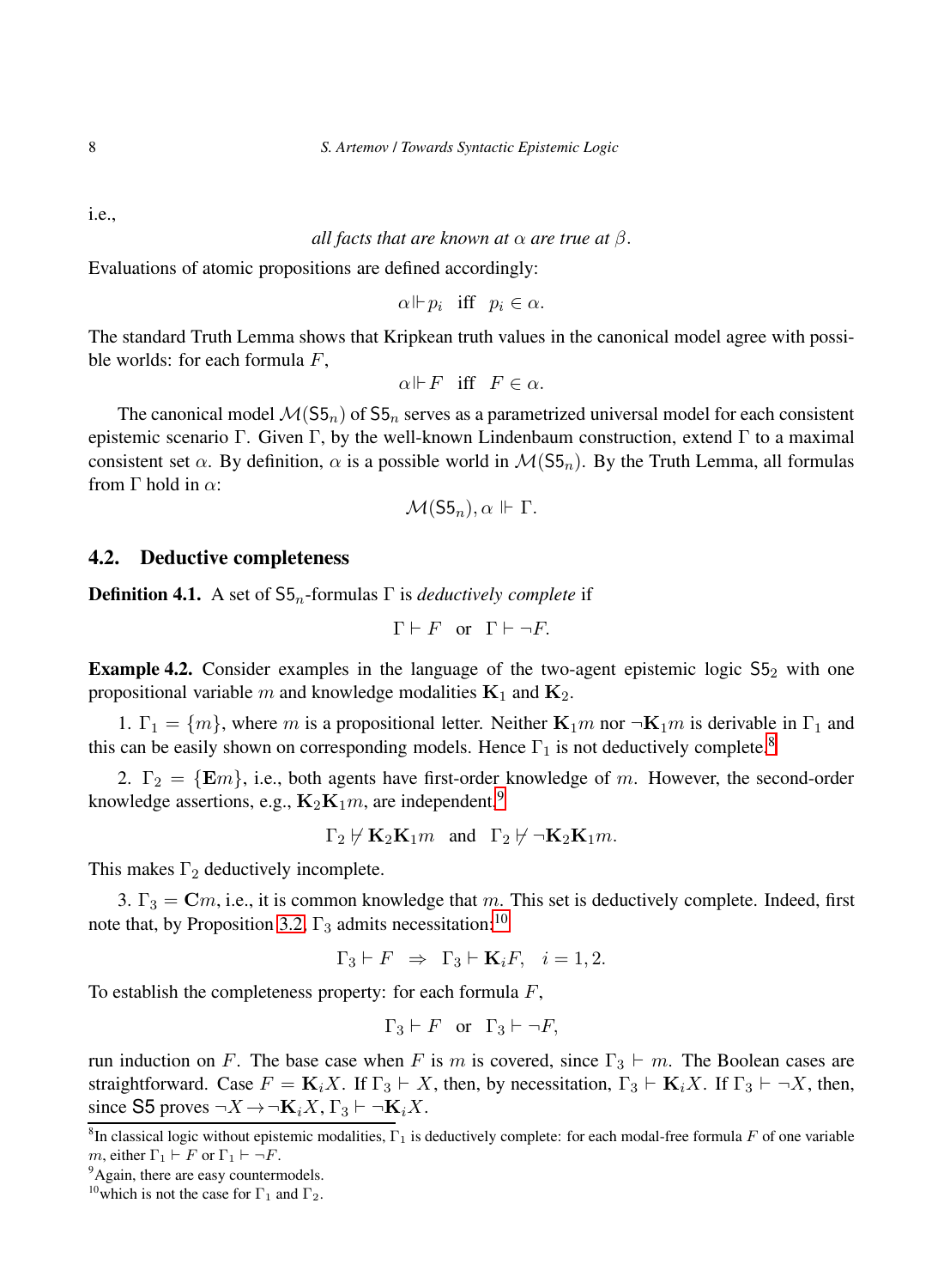i.e.,

$$\textit{all facts that are known at } \alpha \textit{ are true at } \beta.$$

Evaluations of atomic propositions are defined accordingly:

$$\alpha \Vdash p_i \quad \text{iff} \quad p_i \in \alpha.$$

The standard Truth Lemma shows that Kripkean truth values in the canonical model agree with possible worlds: for each formula $F$,

$$\alpha \Vdash F \quad \text{iff} \quad F \in \alpha.$$

The canonical model $\mathcal{M}(\mathsf{S5}_n)$ of $\mathsf{S5}_n$ serves as a parametrized universal model for each consistent epistemic scenario $\Gamma$. Given $\Gamma$, by the well-known Lindenbaum construction, extend $\Gamma$ to a maximal consistent set $\alpha$. By definition, $\alpha$ is a possible world in $\mathcal{M}(\mathsf{S5}_n)$. By the Truth Lemma, all formulas from $\Gamma$ hold in $\alpha$:

$$\mathcal{M}(\mathsf{S5}_n), \alpha \Vdash \Gamma.$$

## 4.2. Deductive completeness

**Definition 4.1.** A set of $\mathsf{S5}_n$-formulas $\Gamma$ is *deductively complete* if

$$\Gamma \vdash F \quad \text{or} \quad \Gamma \vdash \neg F.$$

**Example 4.2.** Consider examples in the language of the two-agent epistemic logic $\mathsf{S5}_2$ with one propositional variable $m$ and knowledge modalities $\mathbf{K}_1$ and $\mathbf{K}_2$.

1. $\Gamma_1 = \{m\}$, where $m$ is a propositional letter. Neither $\mathbf{K}_1 m$ nor $\neg\mathbf{K}_1 m$ is derivable in $\Gamma_1$ and this can be easily shown on corresponding models. Hence $\Gamma_1$ is not deductively complete.[8]

2. $\Gamma_2 = \{\mathbf{E}m\}$, i.e., both agents have first-order knowledge of $m$. However, the second-order knowledge assertions, e.g., $\mathbf{K}_2\mathbf{K}_1 m$, are independent:[9]

$$\Gamma_2 \not\vdash \mathbf{K}_2\mathbf{K}_1 m \quad \text{and} \quad \Gamma_2 \not\vdash \neg\mathbf{K}_2\mathbf{K}_1 m.$$

This makes $\Gamma_2$ deductively incomplete.

3. $\Gamma_3 = \mathbf{C}m$, i.e., it is common knowledge that $m$. This set is deductively complete. Indeed, first note that, by Proposition 3.2, $\Gamma_3$ admits necessitation:[10]

$$\Gamma_3 \vdash F \ \ \Rightarrow \ \ \Gamma_3 \vdash \mathbf{K}_i F, \quad i = 1, 2.$$

To establish the completeness property: for each formula $F$,

$$\Gamma_3 \vdash F \quad \text{or} \quad \Gamma_3 \vdash \neg F,$$

run induction on $F$. The base case when $F$ is $m$ is covered, since $\Gamma_3 \vdash m$. The Boolean cases are straightforward. Case $F = \mathbf{K}_i X$. If $\Gamma_3 \vdash X$, then, by necessitation, $\Gamma_3 \vdash \mathbf{K}_i X$. If $\Gamma_3 \vdash \neg X$, then, since $\mathsf{S5}$ proves $\neg X \rightarrow \neg\mathbf{K}_i X$, $\Gamma_3 \vdash \neg\mathbf{K}_i X$.

---

[8] In classical logic without epistemic modalities, $\Gamma_1$ is deductively complete: for each modal-free formula $F$ of one variable $m$, either $\Gamma_1 \vdash F$ or $\Gamma_1 \vdash \neg F$.

[9] Again, there are easy countermodels.

[10] which is not the case for $\Gamma_1$ and $\Gamma_2$.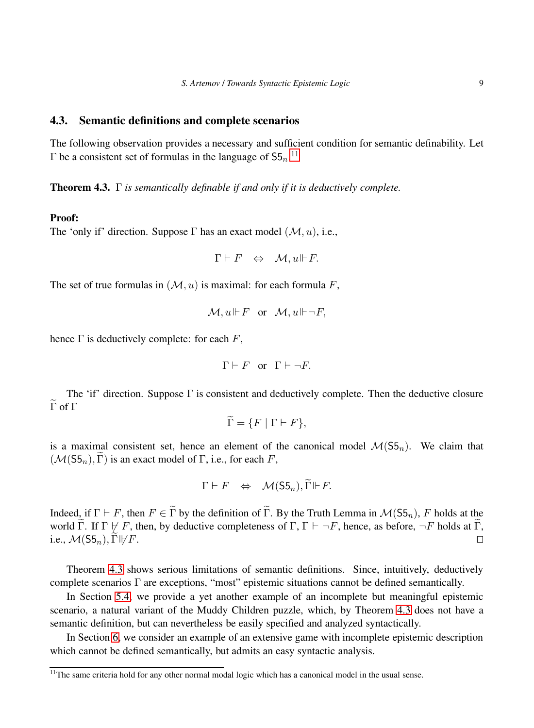## 4.3. Semantic definitions and complete scenarios

The following observation provides a necessary and sufficient condition for semantic definability. Let $\Gamma$ be a consistent set of formulas in the language of $\mathsf{S5}_n$.[11]

**Theorem 4.3.** *$\Gamma$ is semantically definable if and only if it is deductively complete.*

**Proof:**
The 'only if' direction. Suppose $\Gamma$ has an exact model $(\mathcal{M}, u)$, i.e.,

$$\Gamma \vdash F \quad \Leftrightarrow \quad \mathcal{M}, u \Vdash F.$$

The set of true formulas in $(\mathcal{M}, u)$ is maximal: for each formula $F$,

$$\mathcal{M}, u \Vdash F \quad \text{or} \quad \mathcal{M}, u \Vdash \neg F,$$

hence $\Gamma$ is deductively complete: for each $F$,

$$\Gamma \vdash F \quad \text{or} \quad \Gamma \vdash \neg F.$$

The 'if' direction. Suppose $\Gamma$ is consistent and deductively complete. Then the deductive closure $\widetilde{\Gamma}$ of $\Gamma$

$$\widetilde{\Gamma} = \{F \mid \Gamma \vdash F\},$$

is a maximal consistent set, hence an element of the canonical model $\mathcal{M}(\mathsf{S5}_n)$. We claim that $(\mathcal{M}(\mathsf{S5}_n), \widetilde{\Gamma})$ is an exact model of $\Gamma$, i.e., for each $F$,

$$\Gamma \vdash F \quad \Leftrightarrow \quad \mathcal{M}(\mathsf{S5}_n), \widetilde{\Gamma} \Vdash F.$$

Indeed, if $\Gamma \vdash F$, then $F \in \widetilde{\Gamma}$ by the definition of $\widetilde{\Gamma}$. By the Truth Lemma in $\mathcal{M}(\mathsf{S5}_n)$, $F$ holds at the world $\widetilde{\Gamma}$. If $\Gamma \not\vdash F$, then, by deductive completeness of $\Gamma$, $\Gamma \vdash \neg F$, hence, as before, $\neg F$ holds at $\widetilde{\Gamma}$, i.e., $\mathcal{M}(\mathsf{S5}_n), \widetilde{\Gamma} \not\Vdash F$. ◻

Theorem 4.3 shows serious limitations of semantic definitions. Since, intuitively, deductively complete scenarios $\Gamma$ are exceptions, "most" epistemic situations cannot be defined semantically.

In Section 5.4, we provide a yet another example of an incomplete but meaningful epistemic scenario, a natural variant of the Muddy Children puzzle, which, by Theorem 4.3 does not have a semantic definition, but can nevertheless be easily specified and analyzed syntactically.

In Section 6, we consider an example of an extensive game with incomplete epistemic description which cannot be defined semantically, but admits an easy syntactic analysis.

[11] The same criteria hold for any other normal modal logic which has a canonical model in the usual sense.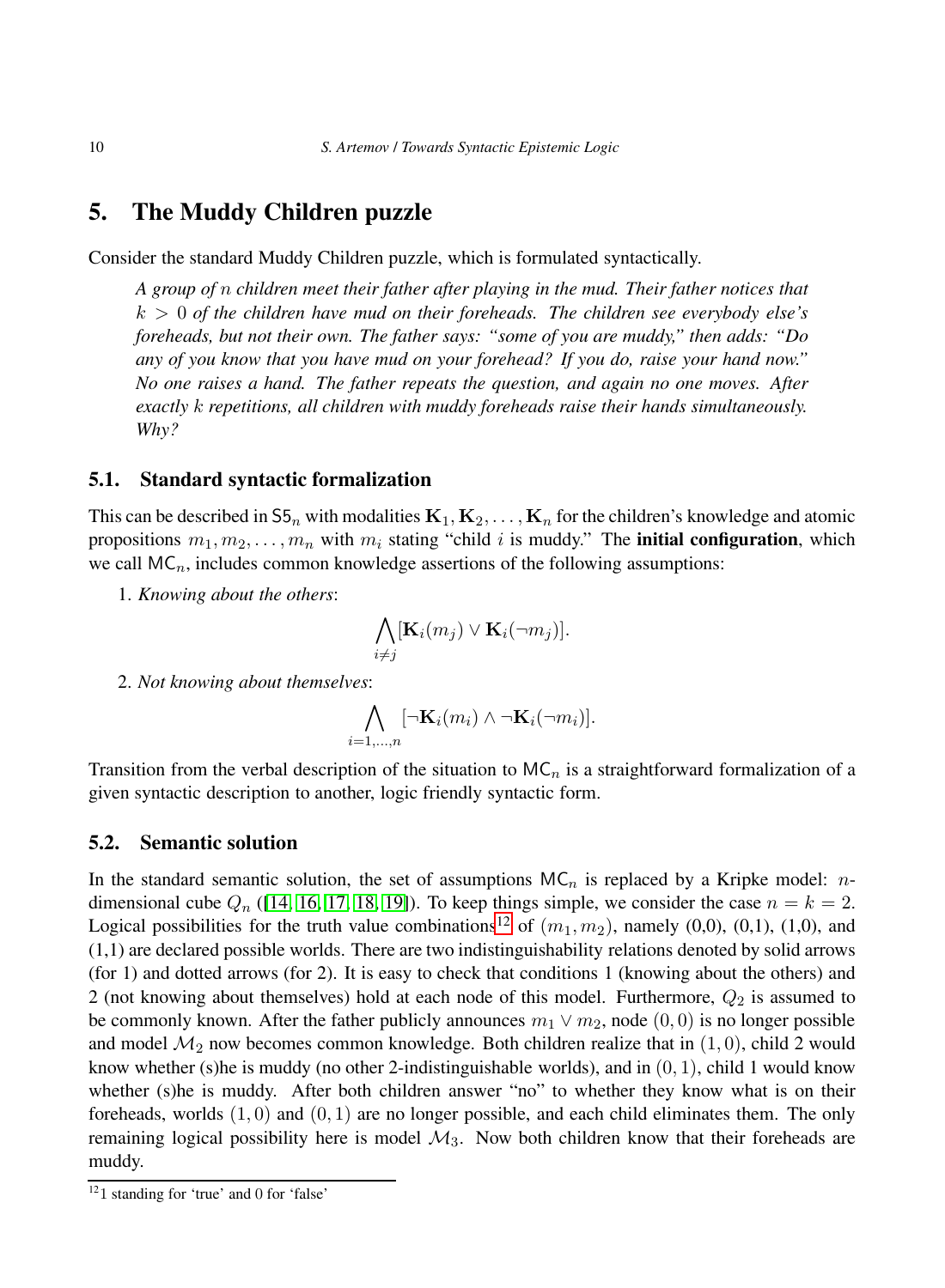## 5. The Muddy Children puzzle

Consider the standard Muddy Children puzzle, which is formulated syntactically.

> *A group of $n$ children meet their father after playing in the mud. Their father notices that $k > 0$ of the children have mud on their foreheads. The children see everybody else's foreheads, but not their own. The father says: "some of you are muddy," then adds: "Do any of you know that you have mud on your forehead? If you do, raise your hand now." No one raises a hand. The father repeats the question, and again no one moves. After exactly $k$ repetitions, all children with muddy foreheads raise their hands simultaneously. Why?*

### 5.1. Standard syntactic formalization

This can be described in $\mathsf{S5}_n$ with modalities $\mathbf{K}_1, \mathbf{K}_2, \ldots, \mathbf{K}_n$ for the children's knowledge and atomic propositions $m_1, m_2, \ldots, m_n$ with $m_i$ stating "child $i$ is muddy." The **initial configuration**, which we call $\mathsf{MC}_n$, includes common knowledge assertions of the following assumptions:

1. *Knowing about the others*:

$$\bigwedge_{i \neq j} [\mathbf{K}_i(m_j) \vee \mathbf{K}_i(\neg m_j)].$$

2. *Not knowing about themselves*:

$$\bigwedge_{i=1,\ldots,n} [\neg \mathbf{K}_i(m_i) \wedge \neg \mathbf{K}_i(\neg m_i)].$$

Transition from the verbal description of the situation to $\mathsf{MC}_n$ is a straightforward formalization of a given syntactic description to another, logic friendly syntactic form.

### 5.2. Semantic solution

In the standard semantic solution, the set of assumptions $\mathsf{MC}_n$ is replaced by a Kripke model: $n$-dimensional cube $Q_n$ ([14, 16, 17, 18, 19]). To keep things simple, we consider the case $n = k = 2$. Logical possibilities for the truth value combinations[12] of $(m_1, m_2)$, namely (0,0), (0,1), (1,0), and (1,1) are declared possible worlds. There are two indistinguishability relations denoted by solid arrows (for 1) and dotted arrows (for 2). It is easy to check that conditions 1 (knowing about the others) and 2 (not knowing about themselves) hold at each node of this model. Furthermore, $Q_2$ is assumed to be commonly known. After the father publicly announces $m_1 \vee m_2$, node $(0, 0)$ is no longer possible and model $\mathcal{M}_2$ now becomes common knowledge. Both children realize that in $(1, 0)$, child 2 would know whether (s)he is muddy (no other 2-indistinguishable worlds), and in $(0, 1)$, child 1 would know whether (s)he is muddy. After both children answer "no" to whether they know what is on their foreheads, worlds $(1, 0)$ and $(0, 1)$ are no longer possible, and each child eliminates them. The only remaining logical possibility here is model $\mathcal{M}_3$. Now both children know that their foreheads are muddy.

[12] 1 standing for 'true' and 0 for 'false'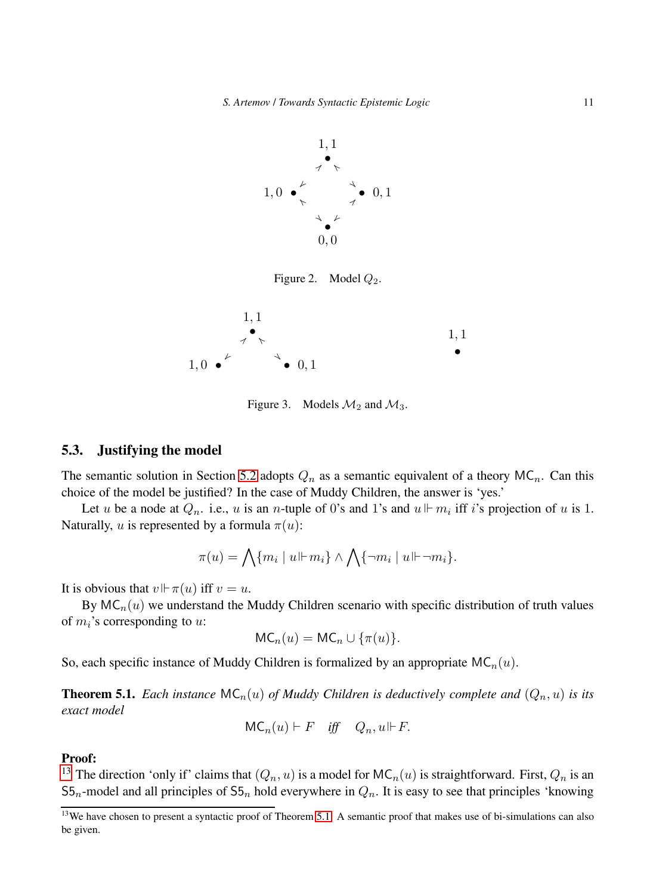1, 1

1, 0 &nbsp;&nbsp;&nbsp;&nbsp;&nbsp;&nbsp;&nbsp;&nbsp; 0, 1

0, 0

Figure 2. Model $Q_2$.

1, 1 &nbsp;&nbsp;&nbsp;&nbsp;&nbsp;&nbsp;&nbsp;&nbsp; 1, 1

1, 0 &nbsp;&nbsp;&nbsp;&nbsp; 0, 1

Figure 3. Models $\mathcal{M}_2$ and $\mathcal{M}_3$.

### 5.3. Justifying the model

The semantic solution in Section 5.2 adopts $Q_n$ as a semantic equivalent of a theory $\mathsf{MC}_n$. Can this choice of the model be justified? In the case of Muddy Children, the answer is 'yes.'

Let $u$ be a node at $Q_n$. i.e., $u$ is an $n$-tuple of 0's and 1's and $u \Vdash m_i$ iff $i$'s projection of $u$ is 1. Naturally, $u$ is represented by a formula $\pi(u)$:

$$\pi(u) = \bigwedge\{m_i \mid u \Vdash m_i\} \wedge \bigwedge\{\neg m_i \mid u \Vdash \neg m_i\}.$$

It is obvious that $v \Vdash \pi(u)$ iff $v = u$.

By $\mathsf{MC}_n(u)$ we understand the Muddy Children scenario with specific distribution of truth values of $m_i$'s corresponding to $u$:

$$\mathsf{MC}_n(u) = \mathsf{MC}_n \cup \{\pi(u)\}.$$

So, each specific instance of Muddy Children is formalized by an appropriate $\mathsf{MC}_n(u)$.

**Theorem 5.1.** *Each instance $\mathsf{MC}_n(u)$ of Muddy Children is deductively complete and $(Q_n, u)$ is its exact model*

$$\mathsf{MC}_n(u) \vdash F \quad \textit{iff} \quad Q_n, u \Vdash F.$$

**Proof:**

[13] The direction 'only if' claims that $(Q_n, u)$ is a model for $\mathsf{MC}_n(u)$ is straightforward. First, $Q_n$ is an $\mathsf{S5}_n$-model and all principles of $\mathsf{S5}_n$ hold everywhere in $Q_n$. It is easy to see that principles 'knowing

[13] We have chosen to present a syntactic proof of Theorem 5.1. A semantic proof that makes use of bi-simulations can also be given.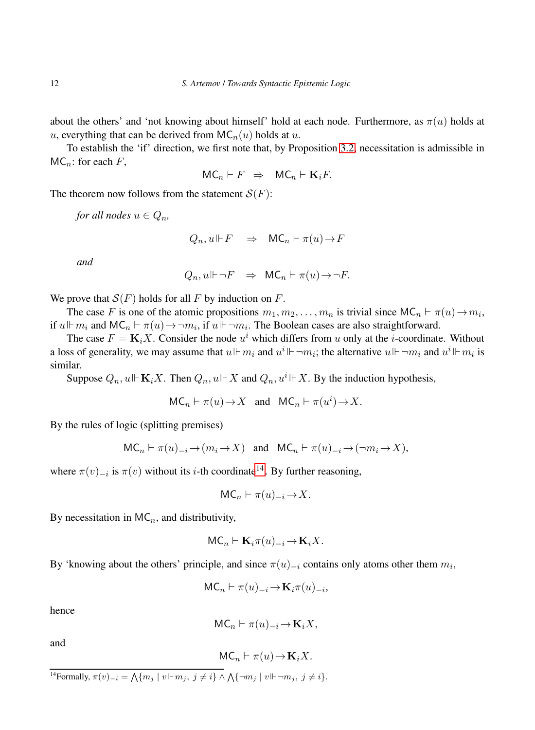about the others' and 'not knowing about himself' hold at each node. Furthermore, as $\pi(u)$ holds at $u$, everything that can be derived from $\mathsf{MC}_n(u)$ holds at $u$.

To establish the 'if' direction, we first note that, by Proposition 3.2, necessitation is admissible in $\mathsf{MC}_n$: for each $F$,

$$\mathsf{MC}_n \vdash F \quad \Rightarrow \quad \mathsf{MC}_n \vdash \mathbf{K}_i F.$$

The theorem now follows from the statement $\mathcal{S}(F)$:

*for all nodes* $u \in Q_n$,

$$Q_n, u \Vdash F \quad \Rightarrow \quad \mathsf{MC}_n \vdash \pi(u) \rightarrow F$$

*and*

$$Q_n, u \Vdash \neg F \quad \Rightarrow \quad \mathsf{MC}_n \vdash \pi(u) \rightarrow \neg F.$$

We prove that $\mathcal{S}(F)$ holds for all $F$ by induction on $F$.

The case $F$ is one of the atomic propositions $m_1, m_2, \ldots, m_n$ is trivial since $\mathsf{MC}_n \vdash \pi(u) \rightarrow m_i$, if $u \Vdash m_i$ and $\mathsf{MC}_n \vdash \pi(u) \rightarrow \neg m_i$, if $u \Vdash \neg m_i$. The Boolean cases are also straightforward.

The case $F = \mathbf{K}_i X$. Consider the node $u^i$ which differs from $u$ only at the $i$-coordinate. Without a loss of generality, we may assume that $u \Vdash m_i$ and $u^i \Vdash \neg m_i$; the alternative $u \Vdash \neg m_i$ and $u^i \Vdash m_i$ is similar.

Suppose $Q_n, u \Vdash \mathbf{K}_i X$. Then $Q_n, u \Vdash X$ and $Q_n, u^i \Vdash X$. By the induction hypothesis,

$$\mathsf{MC}_n \vdash \pi(u) \rightarrow X \quad \text{and} \quad \mathsf{MC}_n \vdash \pi(u^i) \rightarrow X.$$

By the rules of logic (splitting premises)

$$\mathsf{MC}_n \vdash \pi(u)_{-i} \rightarrow (m_i \rightarrow X) \quad \text{and} \quad \mathsf{MC}_n \vdash \pi(u)_{-i} \rightarrow (\neg m_i \rightarrow X),$$

where $\pi(v)_{-i}$ is $\pi(v)$ without its $i$-th coordinate[14]. By further reasoning,

$$\mathsf{MC}_n \vdash \pi(u)_{-i} \rightarrow X.$$

By necessitation in $\mathsf{MC}_n$, and distributivity,

$$\mathsf{MC}_n \vdash \mathbf{K}_i \pi(u)_{-i} \rightarrow \mathbf{K}_i X.$$

By 'knowing about the others' principle, and since $\pi(u)_{-i}$ contains only atoms other them $m_i$,

$$\mathsf{MC}_n \vdash \pi(u)_{-i} \rightarrow \mathbf{K}_i \pi(u)_{-i},$$

hence

$$\mathsf{MC}_n \vdash \pi(u)_{-i} \rightarrow \mathbf{K}_i X,$$

and

$$\mathsf{MC}_n \vdash \pi(u) \rightarrow \mathbf{K}_i X.$$

[14] Formally, $\pi(v)_{-i} = \bigwedge\{m_j \mid v \Vdash m_j,\ j \neq i\} \wedge \bigwedge\{\neg m_j \mid v \Vdash \neg m_j,\ j \neq i\}$.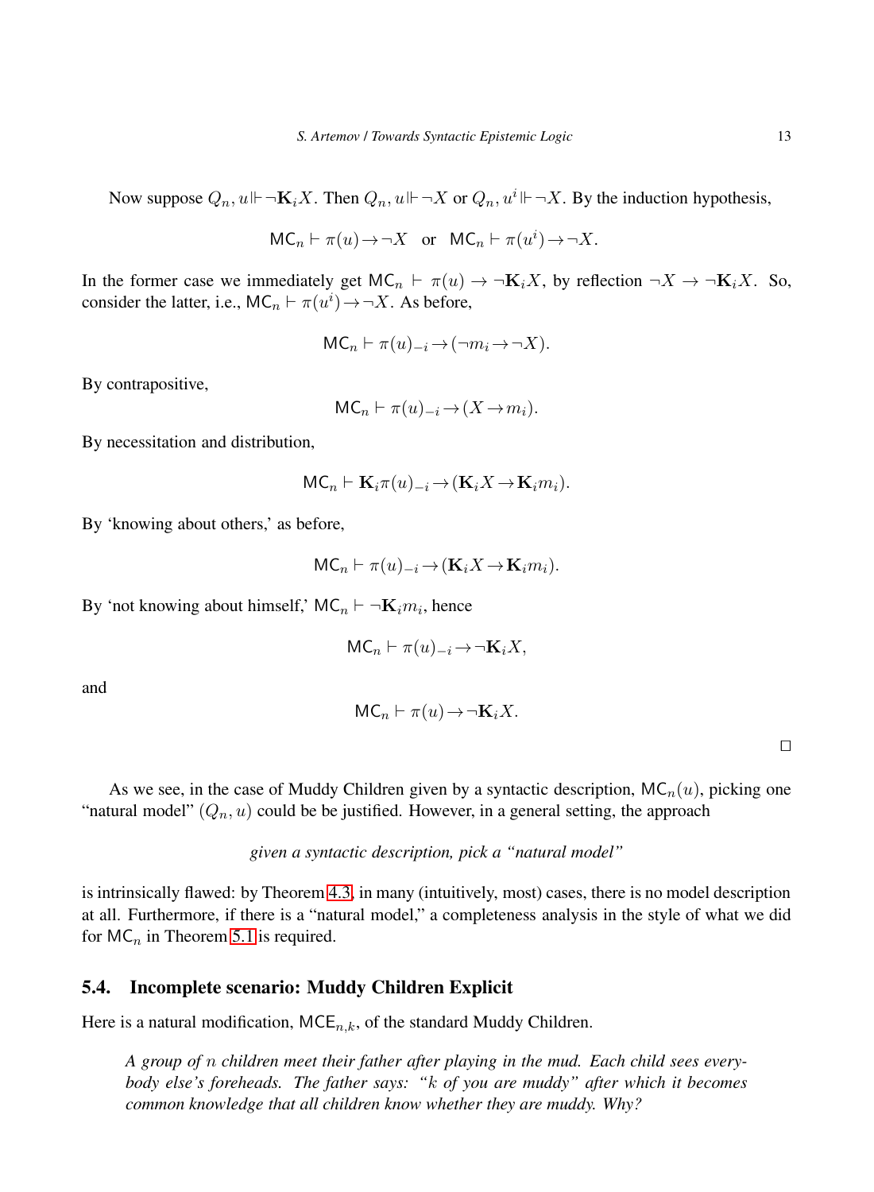Now suppose $Q_n, u \Vdash \neg \mathbf{K}_i X$. Then $Q_n, u \Vdash \neg X$ or $Q_n, u^i \Vdash \neg X$. By the induction hypothesis,

$$\mathsf{MC}_n \vdash \pi(u) \rightarrow \neg X \quad \text{or} \quad \mathsf{MC}_n \vdash \pi(u^i) \rightarrow \neg X.$$

In the former case we immediately get $\mathsf{MC}_n \vdash \pi(u) \rightarrow \neg \mathbf{K}_i X$, by reflection $\neg X \rightarrow \neg \mathbf{K}_i X$. So, consider the latter, i.e., $\mathsf{MC}_n \vdash \pi(u^i) \rightarrow \neg X$. As before,

$$\mathsf{MC}_n \vdash \pi(u)_{-i} \rightarrow (\neg m_i \rightarrow \neg X).$$

By contrapositive,

$$\mathsf{MC}_n \vdash \pi(u)_{-i} \rightarrow (X \rightarrow m_i).$$

By necessitation and distribution,

$$\mathsf{MC}_n \vdash \mathbf{K}_i \pi(u)_{-i} \rightarrow (\mathbf{K}_i X \rightarrow \mathbf{K}_i m_i).$$

By 'knowing about others,' as before,

$$\mathsf{MC}_n \vdash \pi(u)_{-i} \rightarrow (\mathbf{K}_i X \rightarrow \mathbf{K}_i m_i).$$

By 'not knowing about himself,' $\mathsf{MC}_n \vdash \neg \mathbf{K}_i m_i$, hence

$$\mathsf{MC}_n \vdash \pi(u)_{-i} \rightarrow \neg \mathbf{K}_i X,$$

and

$$\mathsf{MC}_n \vdash \pi(u) \rightarrow \neg \mathbf{K}_i X.$$

□

As we see, in the case of Muddy Children given by a syntactic description, $\mathsf{MC}_n(u)$, picking one "natural model" $(Q_n, u)$ could be be justified. However, in a general setting, the approach

*given a syntactic description, pick a "natural model"*

is intrinsically flawed: by Theorem 4.3, in many (intuitively, most) cases, there is no model description at all. Furthermore, if there is a "natural model," a completeness analysis in the style of what we did for $\mathsf{MC}_n$ in Theorem 5.1 is required.

### 5.4. Incomplete scenario: Muddy Children Explicit

Here is a natural modification, $\mathsf{MCE}_{n,k}$, of the standard Muddy Children.

> *A group of $n$ children meet their father after playing in the mud. Each child sees everybody else's foreheads. The father says: "$k$ of you are muddy" after which it becomes common knowledge that all children know whether they are muddy. Why?*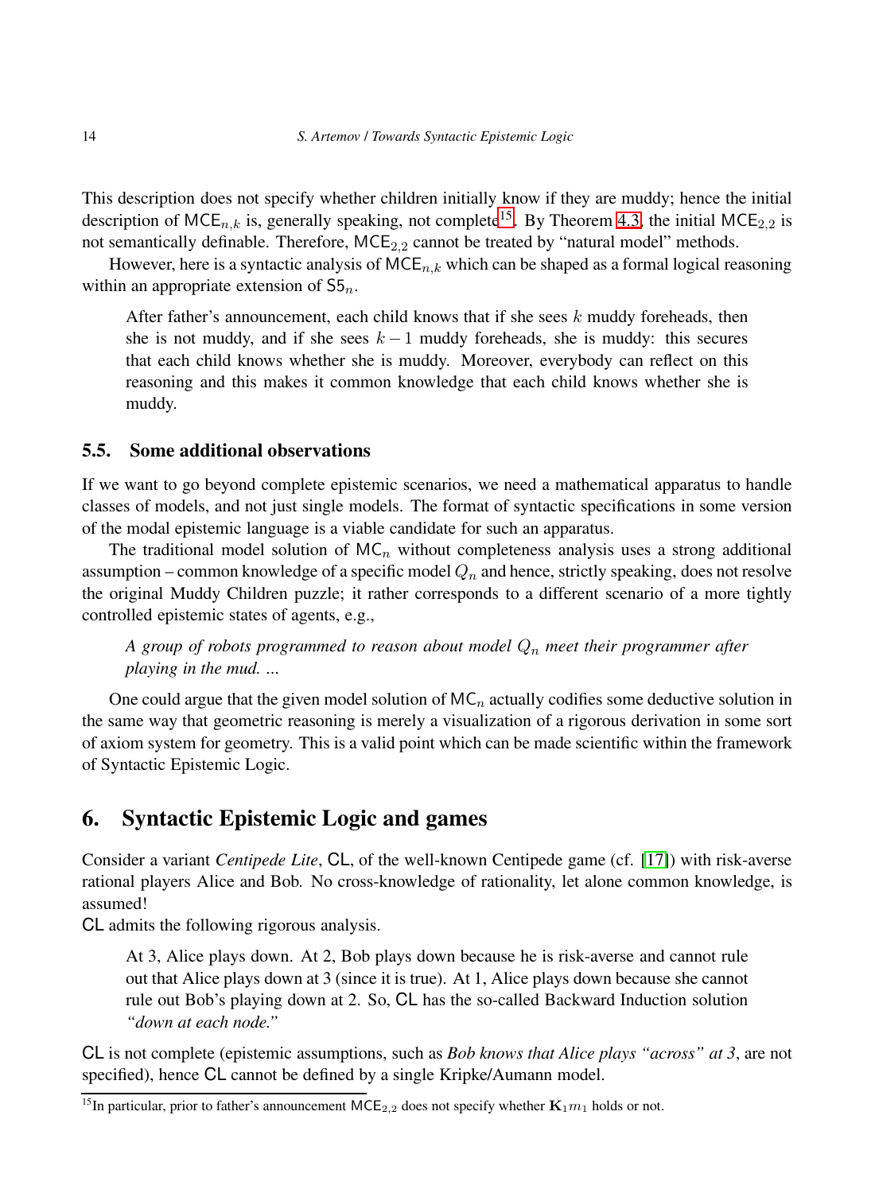This description does not specify whether children initially know if they are muddy; hence the initial description of $\mathsf{MCE}_{n,k}$ is, generally speaking, not complete[15]. By Theorem 4.3, the initial $\mathsf{MCE}_{2,2}$ is not semantically definable. Therefore, $\mathsf{MCE}_{2,2}$ cannot be treated by "natural model" methods.

However, here is a syntactic analysis of $\mathsf{MCE}_{n,k}$ which can be shaped as a formal logical reasoning within an appropriate extension of $\mathsf{S5}_n$.

> After father's announcement, each child knows that if she sees $k$ muddy foreheads, then she is not muddy, and if she sees $k-1$ muddy foreheads, she is muddy: this secures that each child knows whether she is muddy. Moreover, everybody can reflect on this reasoning and this makes it common knowledge that each child knows whether she is muddy.

### 5.5. Some additional observations

If we want to go beyond complete epistemic scenarios, we need a mathematical apparatus to handle classes of models, and not just single models. The format of syntactic specifications in some version of the modal epistemic language is a viable candidate for such an apparatus.

The traditional model solution of $\mathsf{MC}_n$ without completeness analysis uses a strong additional assumption – common knowledge of a specific model $Q_n$ and hence, strictly speaking, does not resolve the original Muddy Children puzzle; it rather corresponds to a different scenario of a more tightly controlled epistemic states of agents, e.g.,

> *A group of robots programmed to reason about model $Q_n$ meet their programmer after playing in the mud. ...*

One could argue that the given model solution of $\mathsf{MC}_n$ actually codifies some deductive solution in the same way that geometric reasoning is merely a visualization of a rigorous derivation in some sort of axiom system for geometry. This is a valid point which can be made scientific within the framework of Syntactic Epistemic Logic.

## 6. Syntactic Epistemic Logic and games

Consider a variant *Centipede Lite*, $\mathsf{CL}$, of the well-known Centipede game (cf. [17]) with risk-averse rational players Alice and Bob. No cross-knowledge of rationality, let alone common knowledge, is assumed!

$\mathsf{CL}$ admits the following rigorous analysis.

> At 3, Alice plays down. At 2, Bob plays down because he is risk-averse and cannot rule out that Alice plays down at 3 (since it is true). At 1, Alice plays down because she cannot rule out Bob's playing down at 2. So, $\mathsf{CL}$ has the so-called Backward Induction solution *"down at each node."*

$\mathsf{CL}$ is not complete (epistemic assumptions, such as *Bob knows that Alice plays "across" at 3*, are not specified), hence $\mathsf{CL}$ cannot be defined by a single Kripke/Aumann model.

[15] In particular, prior to father's announcement $\mathsf{MCE}_{2,2}$ does not specify whether $\mathbf{K}_1 m_1$ holds or not.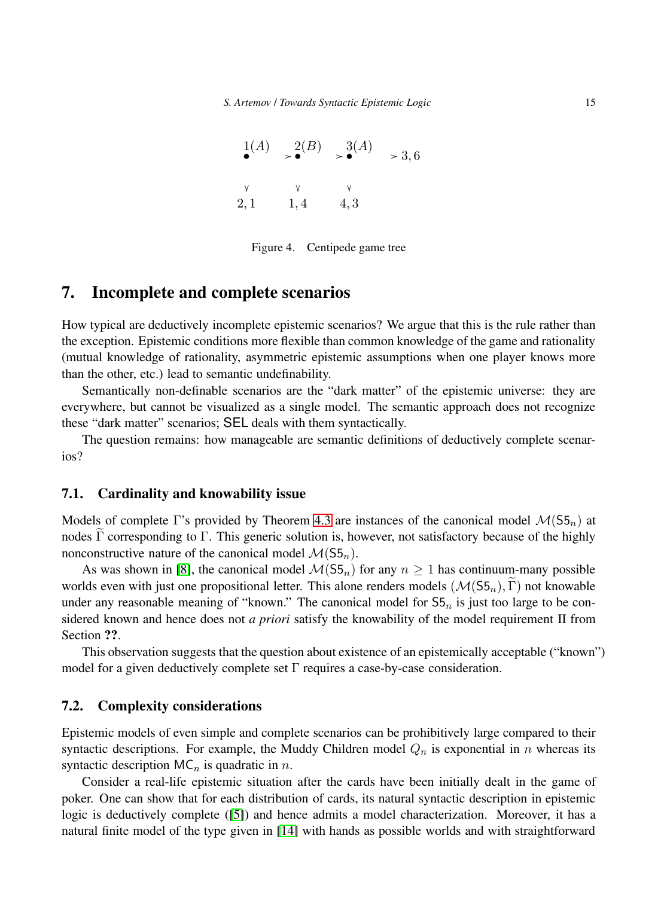$$
\begin{array}{cccc}
\overset{1(A)}{\bullet} & \rightarrow \overset{2(B)}{\bullet} & \rightarrow \overset{3(A)}{\bullet} & \rightarrow 3,6 \\
\downarrow & \downarrow & \downarrow & \\
2,1 & 1,4 & 4,3 &
\end{array}
$$

Figure 4. Centipede game tree

## 7. Incomplete and complete scenarios

How typical are deductively incomplete epistemic scenarios? We argue that this is the rule rather than the exception. Epistemic conditions more flexible than common knowledge of the game and rationality (mutual knowledge of rationality, asymmetric epistemic assumptions when one player knows more than the other, etc.) lead to semantic undefinability.

Semantically non-definable scenarios are the "dark matter" of the epistemic universe: they are everywhere, but cannot be visualized as a single model. The semantic approach does not recognize these "dark matter" scenarios; $\mathsf{SEL}$ deals with them syntactically.

The question remains: how manageable are semantic definitions of deductively complete scenarios?

### 7.1. Cardinality and knowability issue

Models of complete $\Gamma$'s provided by Theorem 4.3 are instances of the canonical model $\mathcal{M}(\mathsf{S5}_n)$ at nodes $\widetilde{\Gamma}$ corresponding to $\Gamma$. This generic solution is, however, not satisfactory because of the highly nonconstructive nature of the canonical model $\mathcal{M}(\mathsf{S5}_n)$.

As was shown in [8], the canonical model $\mathcal{M}(\mathsf{S5}_n)$ for any $n \geq 1$ has continuum-many possible worlds even with just one propositional letter. This alone renders models $(\mathcal{M}(\mathsf{S5}_n), \widetilde{\Gamma})$ not knowable under any reasonable meaning of "known." The canonical model for $\mathsf{S5}_n$ is just too large to be considered known and hence does not *a priori* satisfy the knowability of the model requirement II from Section **??**.

This observation suggests that the question about existence of an epistemically acceptable ("known") model for a given deductively complete set $\Gamma$ requires a case-by-case consideration.

### 7.2. Complexity considerations

Epistemic models of even simple and complete scenarios can be prohibitively large compared to their syntactic descriptions. For example, the Muddy Children model $Q_n$ is exponential in $n$ whereas its syntactic description $\mathsf{MC}_n$ is quadratic in $n$.

Consider a real-life epistemic situation after the cards have been initially dealt in the game of poker. One can show that for each distribution of cards, its natural syntactic description in epistemic logic is deductively complete ([5]) and hence admits a model characterization. Moreover, it has a natural finite model of the type given in [14] with hands as possible worlds and with straightforward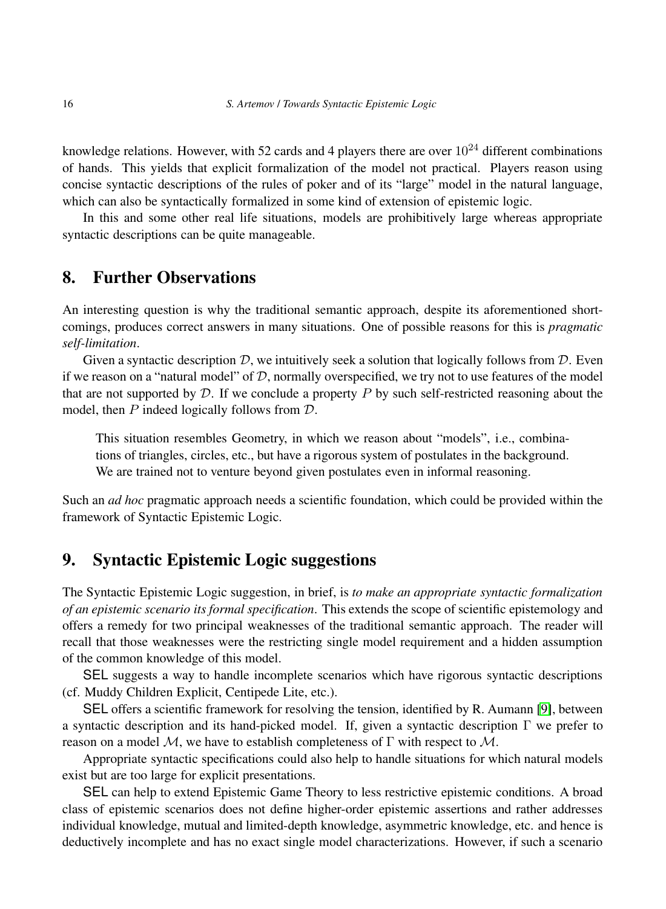knowledge relations. However, with 52 cards and 4 players there are over $10^{24}$ different combinations of hands. This yields that explicit formalization of the model not practical. Players reason using concise syntactic descriptions of the rules of poker and of its "large" model in the natural language, which can also be syntactically formalized in some kind of extension of epistemic logic.

In this and some other real life situations, models are prohibitively large whereas appropriate syntactic descriptions can be quite manageable.

## 8. Further Observations

An interesting question is why the traditional semantic approach, despite its aforementioned shortcomings, produces correct answers in many situations. One of possible reasons for this is *pragmatic self-limitation*.

Given a syntactic description $\mathcal{D}$, we intuitively seek a solution that logically follows from $\mathcal{D}$. Even if we reason on a "natural model" of $\mathcal{D}$, normally overspecified, we try not to use features of the model that are not supported by $\mathcal{D}$. If we conclude a property $P$ by such self-restricted reasoning about the model, then $P$ indeed logically follows from $\mathcal{D}$.

> This situation resembles Geometry, in which we reason about "models", i.e., combinations of triangles, circles, etc., but have a rigorous system of postulates in the background. We are trained not to venture beyond given postulates even in informal reasoning.

Such an *ad hoc* pragmatic approach needs a scientific foundation, which could be provided within the framework of Syntactic Epistemic Logic.

## 9. Syntactic Epistemic Logic suggestions

The Syntactic Epistemic Logic suggestion, in brief, is *to make an appropriate syntactic formalization of an epistemic scenario its formal specification*. This extends the scope of scientific epistemology and offers a remedy for two principal weaknesses of the traditional semantic approach. The reader will recall that those weaknesses were the restricting single model requirement and a hidden assumption of the common knowledge of this model.

SEL suggests a way to handle incomplete scenarios which have rigorous syntactic descriptions (cf. Muddy Children Explicit, Centipede Lite, etc.).

SEL offers a scientific framework for resolving the tension, identified by R. Aumann [9], between a syntactic description and its hand-picked model. If, given a syntactic description $\Gamma$ we prefer to reason on a model $\mathcal{M}$, we have to establish completeness of $\Gamma$ with respect to $\mathcal{M}$.

Appropriate syntactic specifications could also help to handle situations for which natural models exist but are too large for explicit presentations.

SEL can help to extend Epistemic Game Theory to less restrictive epistemic conditions. A broad class of epistemic scenarios does not define higher-order epistemic assertions and rather addresses individual knowledge, mutual and limited-depth knowledge, asymmetric knowledge, etc. and hence is deductively incomplete and has no exact single model characterizations. However, if such a scenario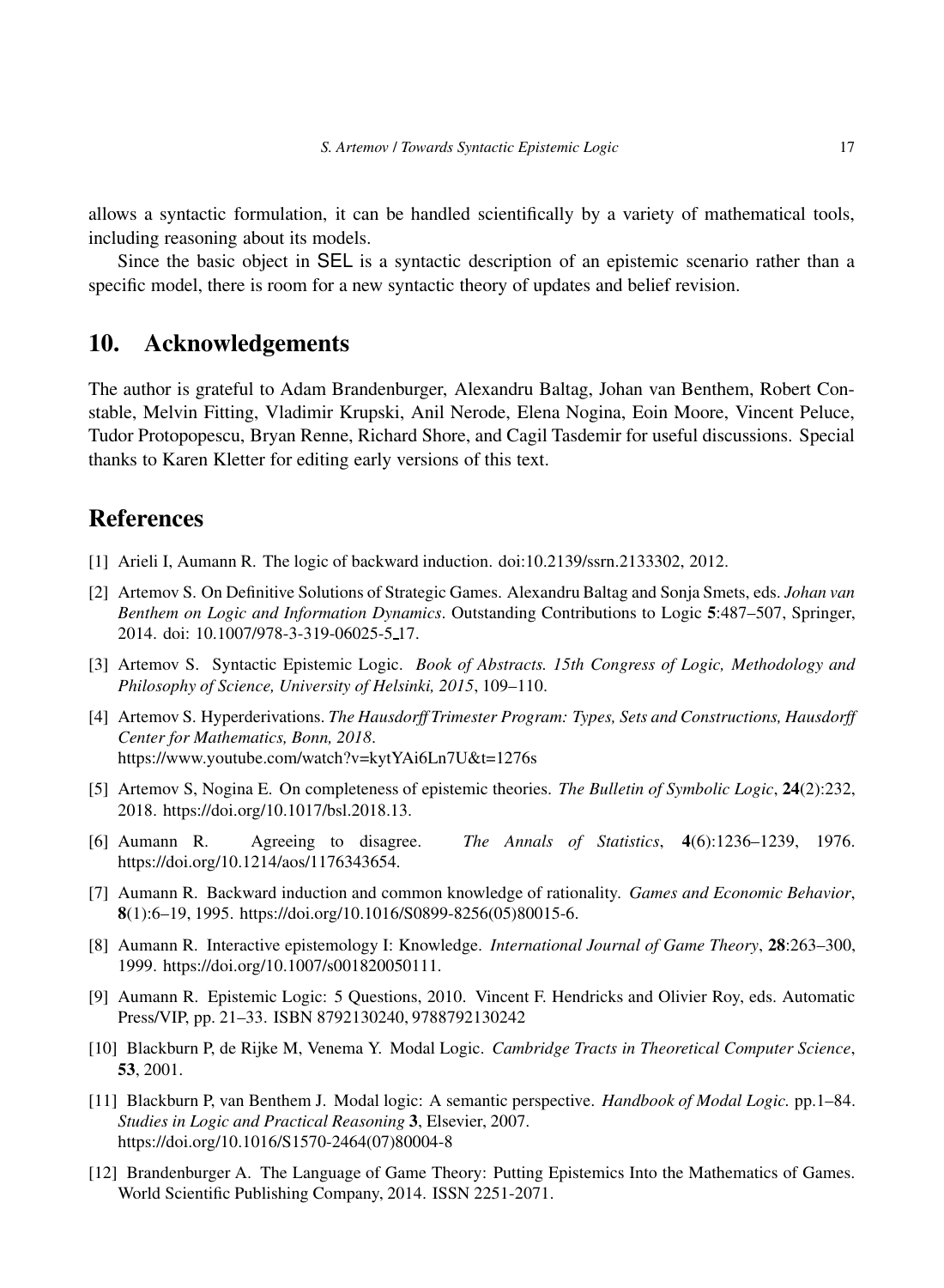allows a syntactic formulation, it can be handled scientifically by a variety of mathematical tools, including reasoning about its models.

Since the basic object in SEL is a syntactic description of an epistemic scenario rather than a specific model, there is room for a new syntactic theory of updates and belief revision.

## 10. Acknowledgements

The author is grateful to Adam Brandenburger, Alexandru Baltag, Johan van Benthem, Robert Constable, Melvin Fitting, Vladimir Krupski, Anil Nerode, Elena Nogina, Eoin Moore, Vincent Peluce, Tudor Protopopescu, Bryan Renne, Richard Shore, and Cagil Tasdemir for useful discussions. Special thanks to Karen Kletter for editing early versions of this text.

## References

[1] Arieli I, Aumann R. The logic of backward induction. doi:10.2139/ssrn.2133302, 2012.

[2] Artemov S. On Definitive Solutions of Strategic Games. Alexandru Baltag and Sonja Smets, eds. *Johan van Benthem on Logic and Information Dynamics*. Outstanding Contributions to Logic **5**:487–507, Springer, 2014. doi: 10.1007/978-3-319-06025-5_17.

[3] Artemov S. Syntactic Epistemic Logic. *Book of Abstracts. 15th Congress of Logic, Methodology and Philosophy of Science, University of Helsinki, 2015*, 109–110.

[4] Artemov S. Hyperderivations. *The Hausdorff Trimester Program: Types, Sets and Constructions, Hausdorff Center for Mathematics, Bonn, 2018*. https://www.youtube.com/watch?v=kytYAi6Ln7U&t=1276s

[5] Artemov S, Nogina E. On completeness of epistemic theories. *The Bulletin of Symbolic Logic*, **24**(2):232, 2018. https://doi.org/10.1017/bsl.2018.13.

[6] Aumann R. Agreeing to disagree. *The Annals of Statistics*, **4**(6):1236–1239, 1976. https://doi.org/10.1214/aos/1176343654.

[7] Aumann R. Backward induction and common knowledge of rationality. *Games and Economic Behavior*, **8**(1):6–19, 1995. https://doi.org/10.1016/S0899-8256(05)80015-6.

[8] Aumann R. Interactive epistemology I: Knowledge. *International Journal of Game Theory*, **28**:263–300, 1999. https://doi.org/10.1007/s001820050111.

[9] Aumann R. Epistemic Logic: 5 Questions, 2010. Vincent F. Hendricks and Olivier Roy, eds. Automatic Press/VIP, pp. 21–33. ISBN 8792130240, 9788792130242

[10] Blackburn P, de Rijke M, Venema Y. Modal Logic. *Cambridge Tracts in Theoretical Computer Science*, **53**, 2001.

[11] Blackburn P, van Benthem J. Modal logic: A semantic perspective. *Handbook of Modal Logic.* pp.1–84. *Studies in Logic and Practical Reasoning* **3**, Elsevier, 2007. https://doi.org/10.1016/S1570-2464(07)80004-8

[12] Brandenburger A. The Language of Game Theory: Putting Epistemics Into the Mathematics of Games. World Scientific Publishing Company, 2014. ISSN 2251-2071.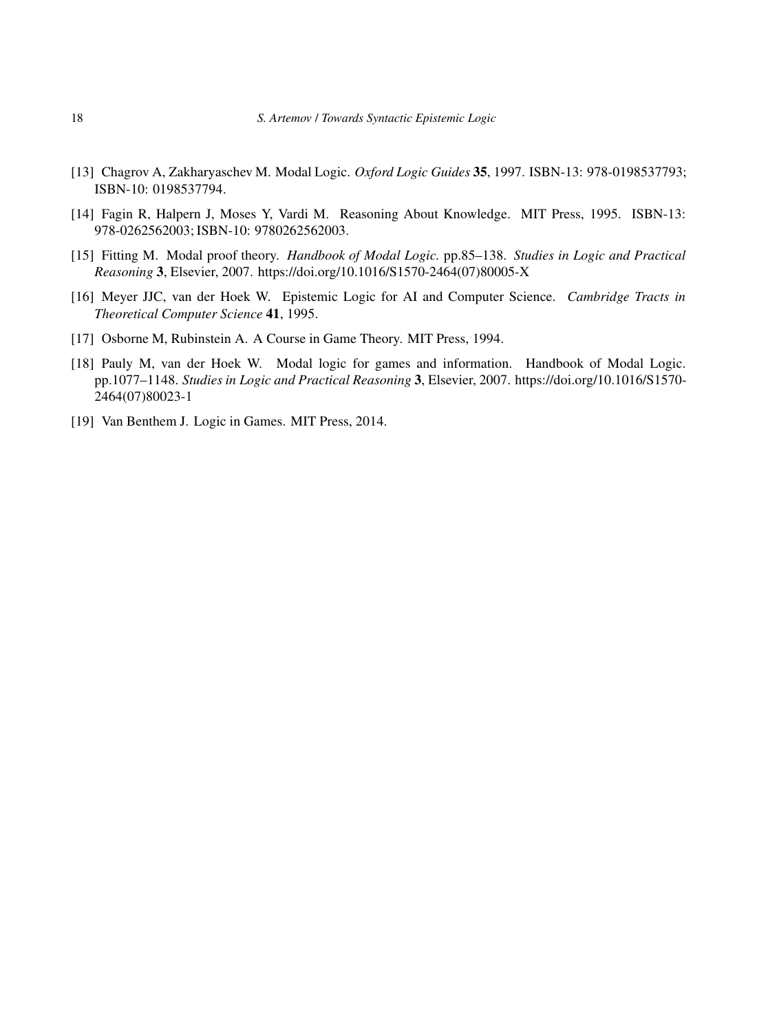[13] Chagrov A, Zakharyaschev M. Modal Logic. *Oxford Logic Guides* **35**, 1997. ISBN-13: 978-0198537793; ISBN-10: 0198537794.

[14] Fagin R, Halpern J, Moses Y, Vardi M. Reasoning About Knowledge. MIT Press, 1995. ISBN-13: 978-0262562003; ISBN-10: 9780262562003.

[15] Fitting M. Modal proof theory. *Handbook of Modal Logic.* pp.85–138. *Studies in Logic and Practical Reasoning* **3**, Elsevier, 2007. https://doi.org/10.1016/S1570-2464(07)80005-X

[16] Meyer JJC, van der Hoek W. Epistemic Logic for AI and Computer Science. *Cambridge Tracts in Theoretical Computer Science* **41**, 1995.

[17] Osborne M, Rubinstein A. A Course in Game Theory. MIT Press, 1994.

[18] Pauly M, van der Hoek W. Modal logic for games and information. Handbook of Modal Logic. pp.1077–1148. *Studies in Logic and Practical Reasoning* **3**, Elsevier, 2007. https://doi.org/10.1016/S1570-2464(07)80023-1

[19] Van Benthem J. Logic in Games. MIT Press, 2014.